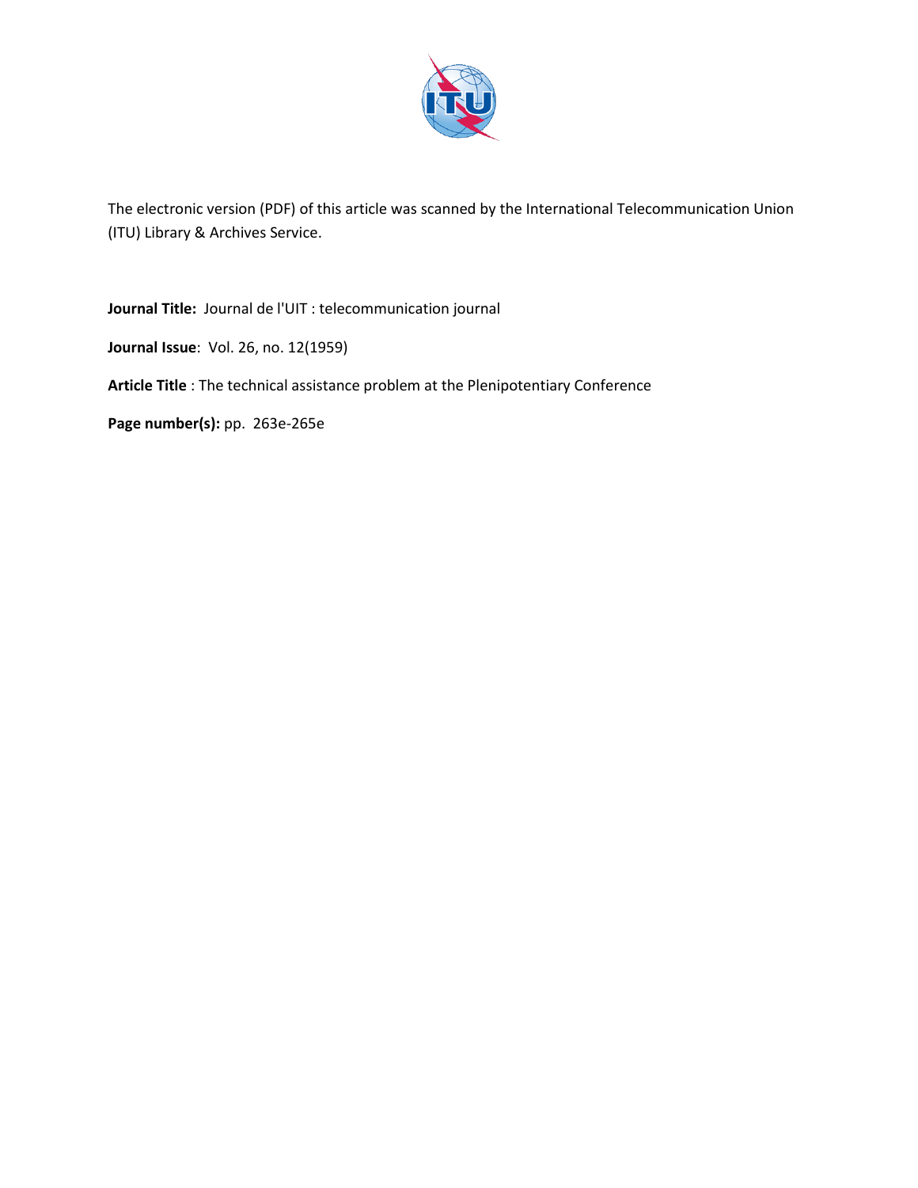The electronic version (PDF) of this article was scanned by the International Telecommunication Union (ITU) Library & Archives Service.

**Journal Title:** Journal de l'UIT : telecommunication journal

**Journal Issue**: Vol. 26, no. 12(1959)

**Article Title** : The technical assistance problem at the Plenipotentiary Conference

**Page number(s):** pp. 263e-265e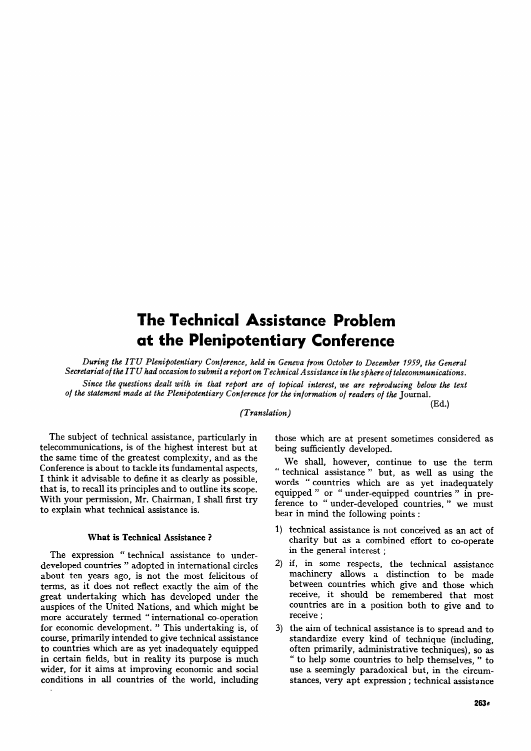# The Technical Assistance Problem at the Plenipotentiary Conference

*During the ITU Plenipotentiary Conference, held in Geneva from October to December 1959, the General Secretariat of the ITU had occasion to submit a report on Technical Assistance in the sphere of telecommunications.*

*Since the questions dealt with in that report are of topical interest, we are reproducing below the text of the statement made at the Plenipotentiary Conference for the information of readers of the* Journal.

(Ed.)

*(Translation)*

The subject of technical assistance, particularly in telecommunications, is of the highest interest but at the same time of the greatest complexity, and as the Conference is about to tackle its fundamental aspects, I think it advisable to define it as clearly as possible, that is, to recall its principles and to outline its scope. With your permission, Mr. Chairman, I shall first try to explain what technical assistance is.

### What is Technical Assistance ?

The expression " technical assistance to under-developed countries " adopted in international circles about ten years ago, is not the most felicitous of terms, as it does not reflect exactly the aim of the great undertaking which has developed under the auspices of the United Nations, and which might be more accurately termed " international co-operation for economic development. " This undertaking is, of course, primarily intended to give technical assistance to countries which are as yet inadequately equipped in certain fields, but in reality its purpose is much wider, for it aims at improving economic and social conditions in all countries of the world, including those which are at present sometimes considered as being sufficiently developed.

We shall, however, continue to use the term " technical assistance " but, as well as using the words " countries which are as yet inadequately equipped " or " under-equipped countries " in preference to " under-developed countries, " we must bear in mind the following points :

1) technical assistance is not conceived as an act of charity but as a combined effort to co-operate in the general interest ;
2) if, in some respects, the technical assistance machinery allows a distinction to be made between countries which give and those which receive, it should be remembered that most countries are in a position both to give and to receive ;
3) the aim of technical assistance is to spread and to standardize every kind of technique (including, often primarily, administrative techniques), so as " to help some countries to help themselves, " to use a seemingly paradoxical but, in the circumstances, very apt expression ; technical assistance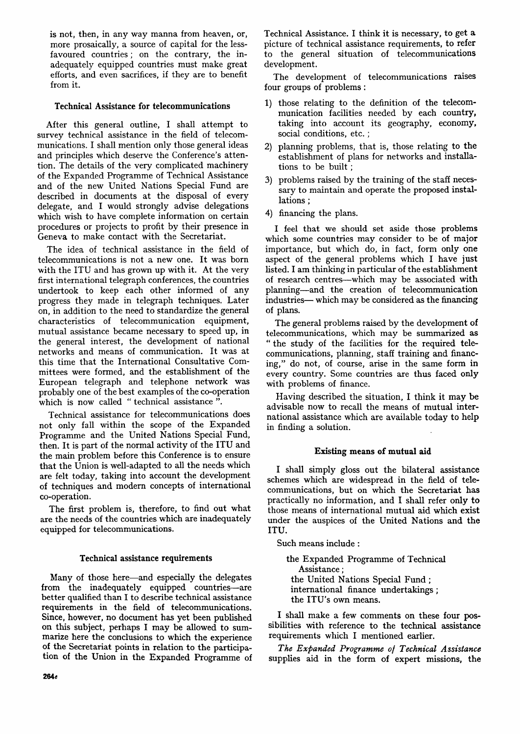is not, then, in any way manna from heaven, or, more prosaically, a source of capital for the less-favoured countries; on the contrary, the inadequately equipped countries must make great efforts, and even sacrifices, if they are to benefit from it.

### Technical Assistance for telecommunications

After this general outline, I shall attempt to survey technical assistance in the field of telecommunications. I shall mention only those general ideas and principles which deserve the Conference's attention. The details of the very complicated machinery of the Expanded Programme of Technical Assistance and of the new United Nations Special Fund are described in documents at the disposal of every delegate, and I would strongly advise delegations which wish to have complete information on certain procedures or projects to profit by their presence in Geneva to make contact with the Secretariat.

The idea of technical assistance in the field of telecommunications is not a new one. It was born with the ITU and has grown up with it. At the very first international telegraph conferences, the countries undertook to keep each other informed of any progress they made in telegraph techniques. Later on, in addition to the need to standardize the general characteristics of telecommunication equipment, mutual assistance became necessary to speed up, in the general interest, the development of national networks and means of communication. It was at this time that the International Consultative Committees were formed, and the establishment of the European telegraph and telephone network was probably one of the best examples of the co-operation which is now called " technical assistance ".

Technical assistance for telecommunications does not only fall within the scope of the Expanded Programme and the United Nations Special Fund, then. It is part of the normal activity of the ITU and the main problem before this Conference is to ensure that the Union is well-adapted to all the needs which are felt today, taking into account the development of techniques and modern concepts of international co-operation.

The first problem is, therefore, to find out what are the needs of the countries which are inadequately equipped for telecommunications.

### Technical assistance requirements

Many of those here—and especially the delegates from the inadequately equipped countries—are better qualified than I to describe technical assistance requirements in the field of telecommunications. Since, however, no document has yet been published on this subject, perhaps I may be allowed to summarize here the conclusions to which the experience of the Secretariat points in relation to the participation of the Union in the Expanded Programme of Technical Assistance. I think it is necessary, to get a picture of technical assistance requirements, to refer to the general situation of telecommunications development.

The development of telecommunications raises four groups of problems:

1) those relating to the definition of the telecommunication facilities needed by each country, taking into account its geography, economy, social conditions, etc.;
2) planning problems, that is, those relating to the establishment of plans for networks and installations to be built;
3) problems raised by the training of the staff necessary to maintain and operate the proposed installations;
4) financing the plans.

I feel that we should set aside those problems which some countries may consider to be of major importance, but which do, in fact, form only one aspect of the general problems which I have just listed. I am thinking in particular of the establishment of research centres—which may be associated with planning—and the creation of telecommunication industries— which may be considered as the financing of plans.

The general problems raised by the development of telecommunications, which may be summarized as " the study of the facilities for the required telecommunications, planning, staff training and financing," do not, of course, arise in the same form in every country. Some countries are thus faced only with problems of finance.

Having described the situation, I think it may be advisable now to recall the means of mutual international assistance which are available today to help in finding a solution.

### Existing means of mutual aid

I shall simply gloss out the bilateral assistance schemes which are widespread in the field of telecommunications, but on which the Secretariat has practically no information, and I shall refer only to those means of international mutual aid which exist under the auspices of the United Nations and the ITU.

Such means include:

the Expanded Programme of Technical Assistance;
the United Nations Special Fund;
international finance undertakings;
the ITU's own means.

I shall make a few comments on these four possibilities with reference to the technical assistance requirements which I mentioned earlier.

*The Expanded Programme of Technical Assistance* supplies aid in the form of expert missions, the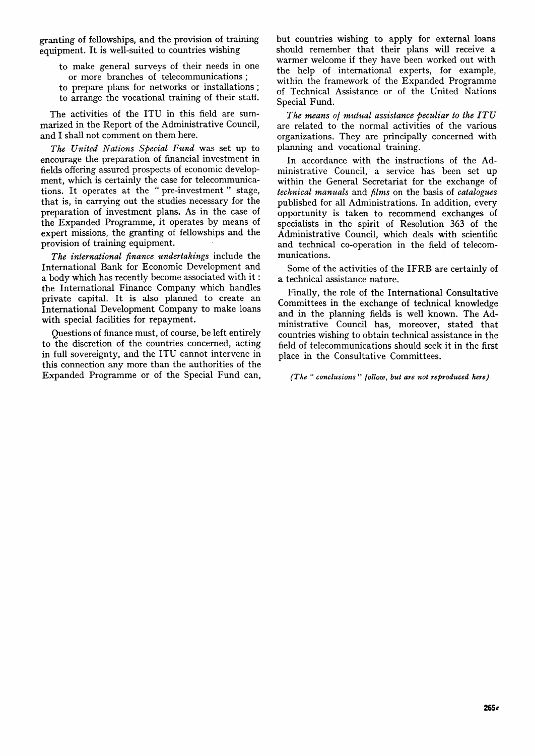granting of fellowships, and the provision of training equipment. It is well-suited to countries wishing

to make general surveys of their needs in one or more branches of telecommunications ;
to prepare plans for networks or installations ;
to arrange the vocational training of their staff.

The activities of the ITU in this field are summarized in the Report of the Administrative Council, and I shall not comment on them here.

*The United Nations Special Fund* was set up to encourage the preparation of financial investment in fields offering assured prospects of economic development, which is certainly the case for telecommunications. It operates at the "pre-investment" stage, that is, in carrying out the studies necessary for the preparation of investment plans. As in the case of the Expanded Programme, it operates by means of expert missions, the granting of fellowships and the provision of training equipment.

*The international finance undertakings* include the International Bank for Economic Development and a body which has recently become associated with it : the International Finance Company which handles private capital. It is also planned to create an International Development Company to make loans with special facilities for repayment.

Questions of finance must, of course, be left entirely to the discretion of the countries concerned, acting in full sovereignty, and the ITU cannot intervene in this connection any more than the authorities of the Expanded Programme or of the Special Fund can, but countries wishing to apply for external loans should remember that their plans will receive a warmer welcome if they have been worked out with the help of international experts, for example, within the framework of the Expanded Programme of Technical Assistance or of the United Nations Special Fund.

*The means of mutual assistance peculiar to the ITU* are related to the normal activities of the various organizations. They are principally concerned with planning and vocational training.

In accordance with the instructions of the Administrative Council, a service has been set up within the General Secretariat for the exchange of *technical manuals* and *films* on the basis of *catalogues* published for all Administrations. In addition, every opportunity is taken to recommend exchanges of specialists in the spirit of Resolution 363 of the Administrative Council, which deals with scientific and technical co-operation in the field of telecommunications.

Some of the activities of the IFRB are certainly of a technical assistance nature.

Finally, the role of the International Consultative Committees in the exchange of technical knowledge and in the planning fields is well known. The Administrative Council has, moreover, stated that countries wishing to obtain technical assistance in the field of telecommunications should seek it in the first place in the Consultative Committees.

*(The "conclusions" follow, but are not reproduced here)*